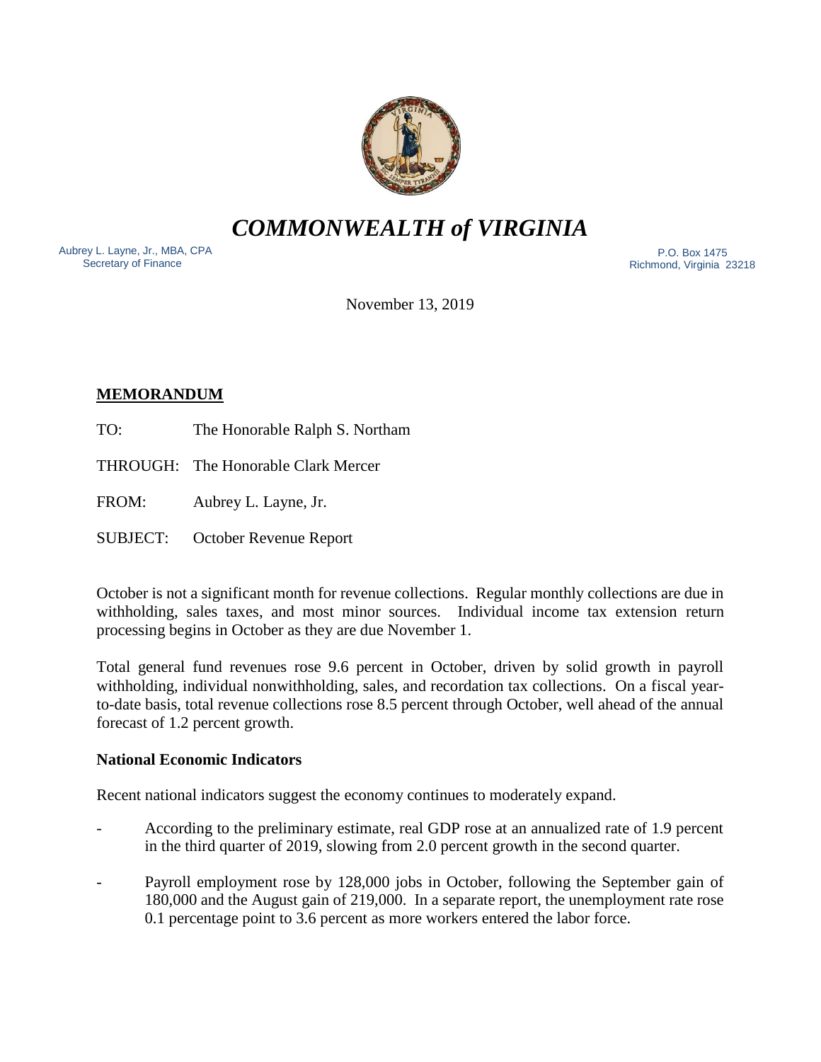# *COMMONWEALTH of VIRGINIA*

Aubrey L. Layne, Jr., MBA, CPA
Secretary of Finance

P.O. Box 1475
Richmond, Virginia 23218

November 13, 2019

**MEMORANDUM**

TO: The Honorable Ralph S. Northam

THROUGH: The Honorable Clark Mercer

FROM: Aubrey L. Layne, Jr.

SUBJECT: October Revenue Report

October is not a significant month for revenue collections. Regular monthly collections are due in withholding, sales taxes, and most minor sources. Individual income tax extension return processing begins in October as they are due November 1.

Total general fund revenues rose 9.6 percent in October, driven by solid growth in payroll withholding, individual nonwithholding, sales, and recordation tax collections. On a fiscal year-to-date basis, total revenue collections rose 8.5 percent through October, well ahead of the annual forecast of 1.2 percent growth.

### National Economic Indicators

Recent national indicators suggest the economy continues to moderately expand.

- According to the preliminary estimate, real GDP rose at an annualized rate of 1.9 percent in the third quarter of 2019, slowing from 2.0 percent growth in the second quarter.
- Payroll employment rose by 128,000 jobs in October, following the September gain of 180,000 and the August gain of 219,000. In a separate report, the unemployment rate rose 0.1 percentage point to 3.6 percent as more workers entered the labor force.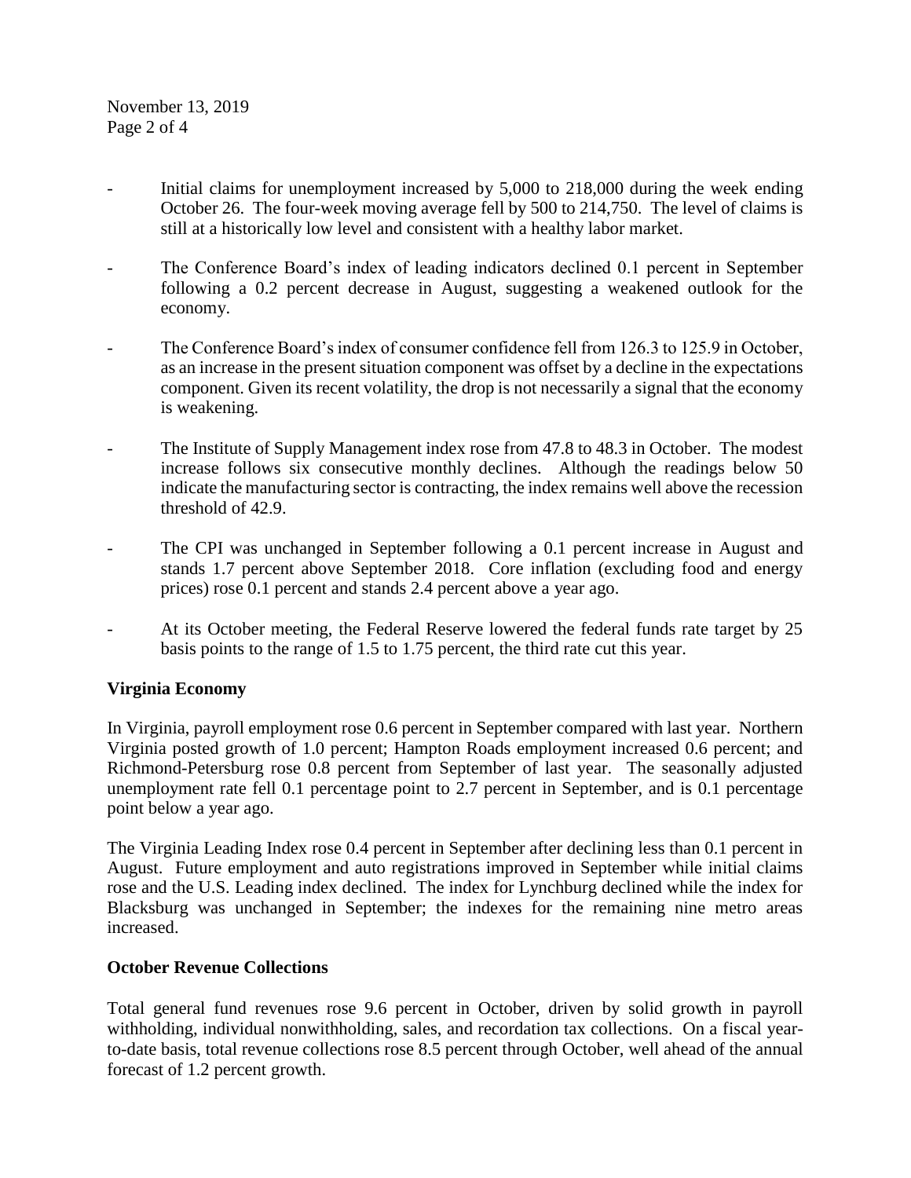- Initial claims for unemployment increased by 5,000 to 218,000 during the week ending October 26. The four-week moving average fell by 500 to 214,750. The level of claims is still at a historically low level and consistent with a healthy labor market.

- The Conference Board's index of leading indicators declined 0.1 percent in September following a 0.2 percent decrease in August, suggesting a weakened outlook for the economy.

- The Conference Board's index of consumer confidence fell from 126.3 to 125.9 in October, as an increase in the present situation component was offset by a decline in the expectations component. Given its recent volatility, the drop is not necessarily a signal that the economy is weakening.

- The Institute of Supply Management index rose from 47.8 to 48.3 in October. The modest increase follows six consecutive monthly declines. Although the readings below 50 indicate the manufacturing sector is contracting, the index remains well above the recession threshold of 42.9.

- The CPI was unchanged in September following a 0.1 percent increase in August and stands 1.7 percent above September 2018. Core inflation (excluding food and energy prices) rose 0.1 percent and stands 2.4 percent above a year ago.

- At its October meeting, the Federal Reserve lowered the federal funds rate target by 25 basis points to the range of 1.5 to 1.75 percent, the third rate cut this year.

**Virginia Economy**

In Virginia, payroll employment rose 0.6 percent in September compared with last year. Northern Virginia posted growth of 1.0 percent; Hampton Roads employment increased 0.6 percent; and Richmond-Petersburg rose 0.8 percent from September of last year. The seasonally adjusted unemployment rate fell 0.1 percentage point to 2.7 percent in September, and is 0.1 percentage point below a year ago.

The Virginia Leading Index rose 0.4 percent in September after declining less than 0.1 percent in August. Future employment and auto registrations improved in September while initial claims rose and the U.S. Leading index declined. The index for Lynchburg declined while the index for Blacksburg was unchanged in September; the indexes for the remaining nine metro areas increased.

**October Revenue Collections**

Total general fund revenues rose 9.6 percent in October, driven by solid growth in payroll withholding, individual nonwithholding, sales, and recordation tax collections. On a fiscal year-to-date basis, total revenue collections rose 8.5 percent through October, well ahead of the annual forecast of 1.2 percent growth.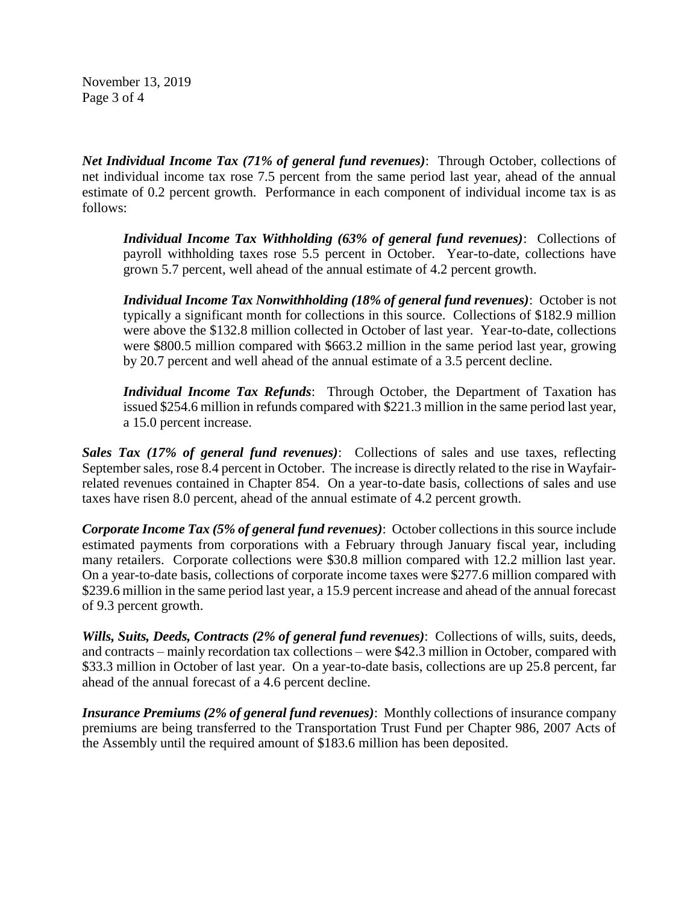***Net Individual Income Tax (71% of general fund revenues)***: Through October, collections of net individual income tax rose 7.5 percent from the same period last year, ahead of the annual estimate of 0.2 percent growth. Performance in each component of individual income tax is as follows:

> ***Individual Income Tax Withholding (63% of general fund revenues)***: Collections of payroll withholding taxes rose 5.5 percent in October. Year-to-date, collections have grown 5.7 percent, well ahead of the annual estimate of 4.2 percent growth.
>
> ***Individual Income Tax Nonwithholding (18% of general fund revenues)***: October is not typically a significant month for collections in this source. Collections of $182.9 million were above the $132.8 million collected in October of last year. Year-to-date, collections were $800.5 million compared with $663.2 million in the same period last year, growing by 20.7 percent and well ahead of the annual estimate of a 3.5 percent decline.
>
> ***Individual Income Tax Refunds***: Through October, the Department of Taxation has issued $254.6 million in refunds compared with $221.3 million in the same period last year, a 15.0 percent increase.

***Sales Tax (17% of general fund revenues)***: Collections of sales and use taxes, reflecting September sales, rose 8.4 percent in October. The increase is directly related to the rise in Wayfair-related revenues contained in Chapter 854. On a year-to-date basis, collections of sales and use taxes have risen 8.0 percent, ahead of the annual estimate of 4.2 percent growth.

***Corporate Income Tax (5% of general fund revenues)***: October collections in this source include estimated payments from corporations with a February through January fiscal year, including many retailers. Corporate collections were $30.8 million compared with 12.2 million last year. On a year-to-date basis, collections of corporate income taxes were $277.6 million compared with $239.6 million in the same period last year, a 15.9 percent increase and ahead of the annual forecast of 9.3 percent growth.

***Wills, Suits, Deeds, Contracts (2% of general fund revenues)***: Collections of wills, suits, deeds, and contracts – mainly recordation tax collections – were $42.3 million in October, compared with $33.3 million in October of last year. On a year-to-date basis, collections are up 25.8 percent, far ahead of the annual forecast of a 4.6 percent decline.

***Insurance Premiums (2% of general fund revenues)***: Monthly collections of insurance company premiums are being transferred to the Transportation Trust Fund per Chapter 986, 2007 Acts of the Assembly until the required amount of $183.6 million has been deposited.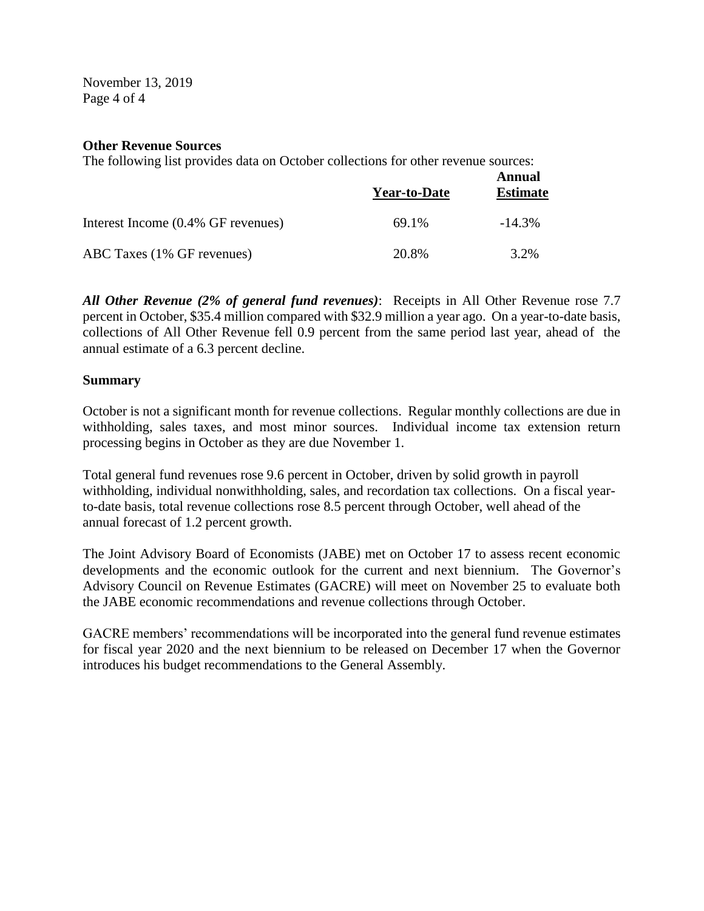**Other Revenue Sources**

The following list provides data on October collections for other revenue sources:

| | Year-to-Date | Annual Estimate |
| --- | --- | --- |
| Interest Income (0.4% GF revenues) | 69.1% | -14.3% |
| ABC Taxes (1% GF revenues) | 20.8% | 3.2% |

***All Other Revenue (2% of general fund revenues)***: Receipts in All Other Revenue rose 7.7 percent in October, \$35.4 million compared with \$32.9 million a year ago. On a year-to-date basis, collections of All Other Revenue fell 0.9 percent from the same period last year, ahead of the annual estimate of a 6.3 percent decline.

**Summary**

October is not a significant month for revenue collections. Regular monthly collections are due in withholding, sales taxes, and most minor sources. Individual income tax extension return processing begins in October as they are due November 1.

Total general fund revenues rose 9.6 percent in October, driven by solid growth in payroll withholding, individual nonwithholding, sales, and recordation tax collections. On a fiscal year-to-date basis, total revenue collections rose 8.5 percent through October, well ahead of the annual forecast of 1.2 percent growth.

The Joint Advisory Board of Economists (JABE) met on October 17 to assess recent economic developments and the economic outlook for the current and next biennium. The Governor's Advisory Council on Revenue Estimates (GACRE) will meet on November 25 to evaluate both the JABE economic recommendations and revenue collections through October.

GACRE members' recommendations will be incorporated into the general fund revenue estimates for fiscal year 2020 and the next biennium to be released on December 17 when the Governor introduces his budget recommendations to the General Assembly.